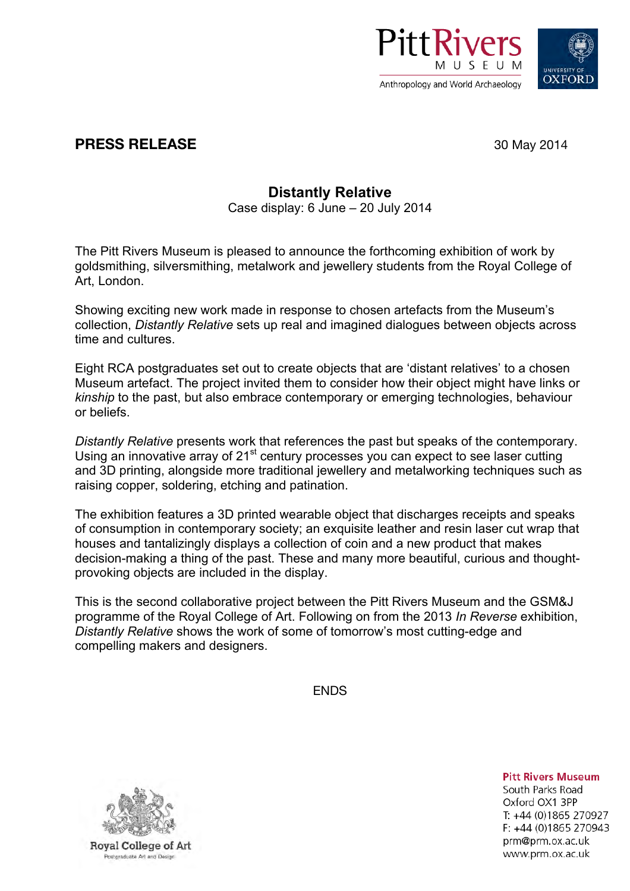Pitt Rivers Museum
Anthropology and World Archaeology

University of Oxford

**PRESS RELEASE** 30 May 2014

## Distantly Relative

Case display: 6 June – 20 July 2014

The Pitt Rivers Museum is pleased to announce the forthcoming exhibition of work by goldsmithing, silversmithing, metalwork and jewellery students from the Royal College of Art, London.

Showing exciting new work made in response to chosen artefacts from the Museum's collection, *Distantly Relative* sets up real and imagined dialogues between objects across time and cultures.

Eight RCA postgraduates set out to create objects that are 'distant relatives' to a chosen Museum artefact. The project invited them to consider how their object might have links or *kinship* to the past, but also embrace contemporary or emerging technologies, behaviour or beliefs.

*Distantly Relative* presents work that references the past but speaks of the contemporary. Using an innovative array of 21st century processes you can expect to see laser cutting and 3D printing, alongside more traditional jewellery and metalworking techniques such as raising copper, soldering, etching and patination.

The exhibition features a 3D printed wearable object that discharges receipts and speaks of consumption in contemporary society; an exquisite leather and resin laser cut wrap that houses and tantalizingly displays a collection of coin and a new product that makes decision-making a thing of the past. These and many more beautiful, curious and thought-provoking objects are included in the display.

This is the second collaborative project between the Pitt Rivers Museum and the GSM&J programme of the Royal College of Art. Following on from the 2013 *In Reverse* exhibition, *Distantly Relative* shows the work of some of tomorrow's most cutting-edge and compelling makers and designers.

ENDS

Royal College of Art
Postgraduate Art and Design

**Pitt Rivers Museum**
South Parks Road
Oxford OX1 3PP
T: +44 (0)1865 270927
F: +44 (0)1865 270943
prm@prm.ox.ac.uk
www.prm.ox.ac.uk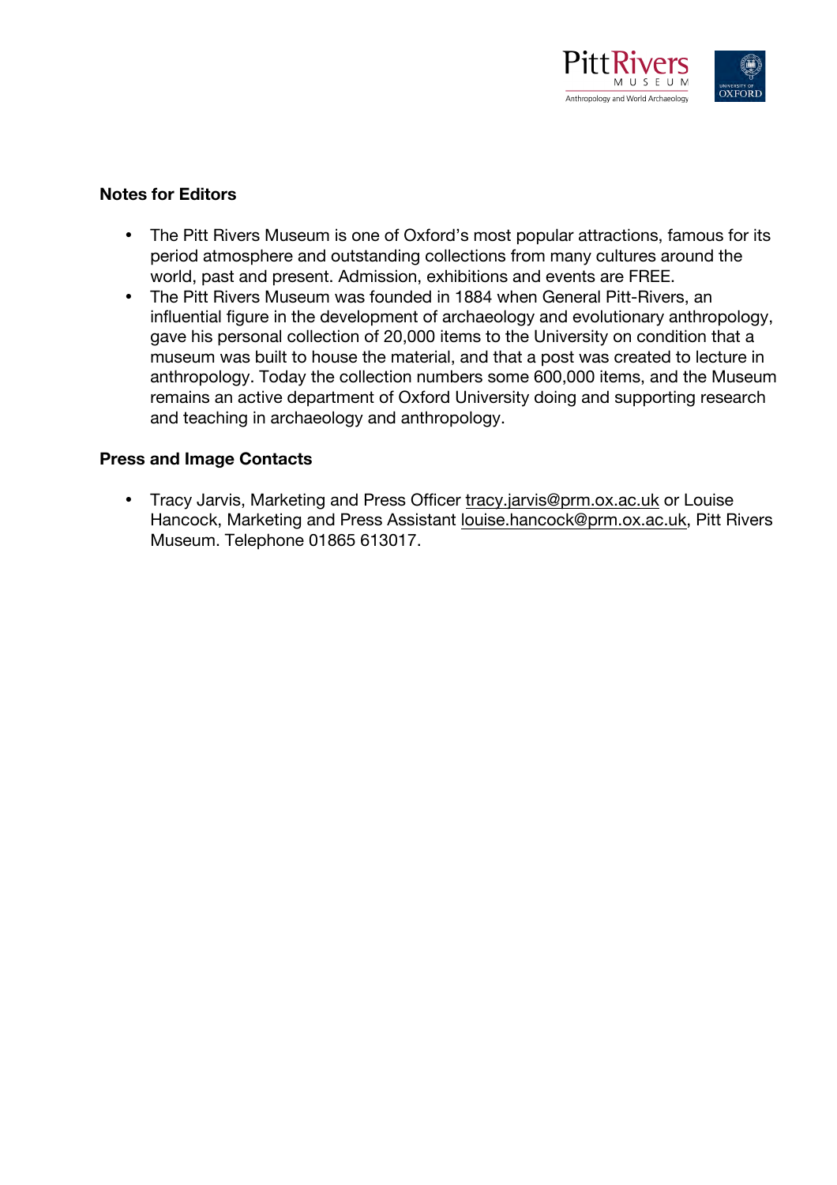**Notes for Editors**

- The Pitt Rivers Museum is one of Oxford's most popular attractions, famous for its period atmosphere and outstanding collections from many cultures around the world, past and present. Admission, exhibitions and events are FREE.
- The Pitt Rivers Museum was founded in 1884 when General Pitt-Rivers, an influential figure in the development of archaeology and evolutionary anthropology, gave his personal collection of 20,000 items to the University on condition that a museum was built to house the material, and that a post was created to lecture in anthropology. Today the collection numbers some 600,000 items, and the Museum remains an active department of Oxford University doing and supporting research and teaching in archaeology and anthropology.

**Press and Image Contacts**

- Tracy Jarvis, Marketing and Press Officer tracy.jarvis@prm.ox.ac.uk or Louise Hancock, Marketing and Press Assistant louise.hancock@prm.ox.ac.uk, Pitt Rivers Museum. Telephone 01865 613017.